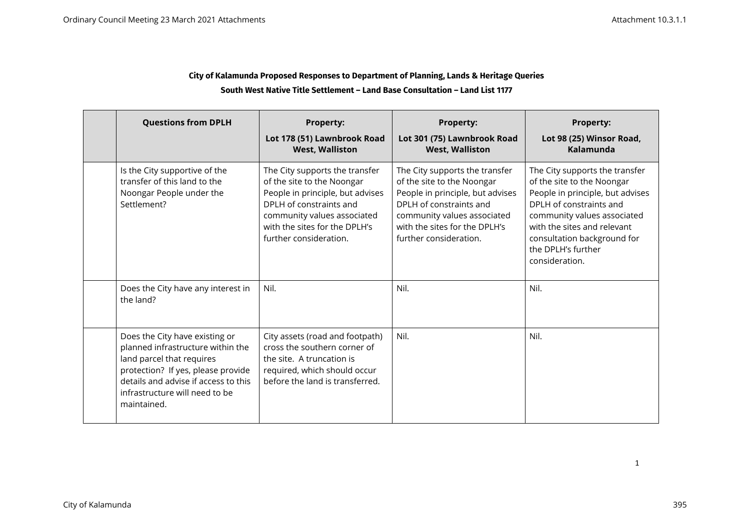**City of Kalamunda Proposed Responses to Department of Planning, Lands & Heritage Queries**

**South West Native Title Settlement – Land Base Consultation – Land List 1177**

| | Questions from DPLH | Property: Lot 178 (51) Lawnbrook Road West, Walliston | Property: Lot 301 (75) Lawnbrook Road West, Walliston | Property: Lot 98 (25) Winsor Road, Kalamunda |
|---|---|---|---|---|
| | Is the City supportive of the transfer of this land to the Noongar People under the Settlement? | The City supports the transfer of the site to the Noongar People in principle, but advises DPLH of constraints and community values associated with the sites for the DPLH's further consideration. | The City supports the transfer of the site to the Noongar People in principle, but advises DPLH of constraints and community values associated with the sites for the DPLH's further consideration. | The City supports the transfer of the site to the Noongar People in principle, but advises DPLH of constraints and community values associated with the sites and relevant consultation background for the DPLH's further consideration. |
| | Does the City have any interest in the land? | Nil. | Nil. | Nil. |
| | Does the City have existing or planned infrastructure within the land parcel that requires protection? If yes, please provide details and advise if access to this infrastructure will need to be maintained. | City assets (road and footpath) cross the southern corner of the site. A truncation is required, which should occur before the land is transferred. | Nil. | Nil. |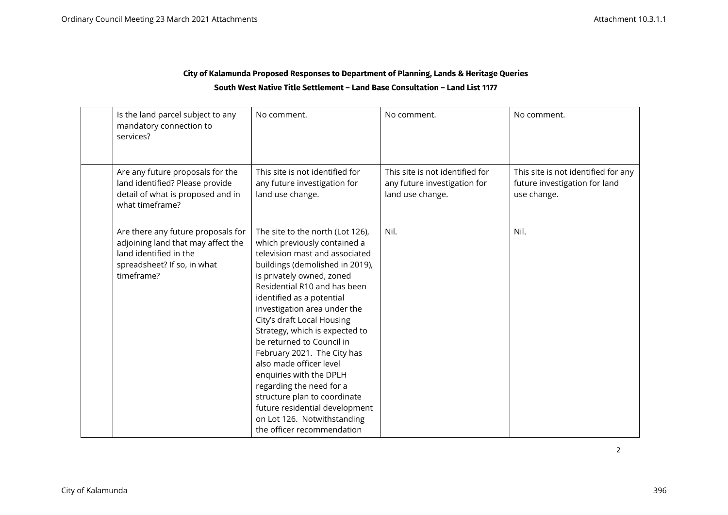**City of Kalamunda Proposed Responses to Department of Planning, Lands & Heritage Queries**

**South West Native Title Settlement – Land Base Consultation – Land List 1177**

| | | | | |
|---|---|---|---|---|
| | Is the land parcel subject to any mandatory connection to services? | No comment. | No comment. | No comment. |
| | Are any future proposals for the land identified? Please provide detail of what is proposed and in what timeframe? | This site is not identified for any future investigation for land use change. | This site is not identified for any future investigation for land use change. | This site is not identified for any future investigation for land use change. |
| | Are there any future proposals for adjoining land that may affect the land identified in the spreadsheet? If so, in what timeframe? | The site to the north (Lot 126), which previously contained a television mast and associated buildings (demolished in 2019), is privately owned, zoned Residential R10 and has been identified as a potential investigation area under the City's draft Local Housing Strategy, which is expected to be returned to Council in February 2021. The City has also made officer level enquiries with the DPLH regarding the need for a structure plan to coordinate future residential development on Lot 126. Notwithstanding the officer recommendation | Nil. | Nil. |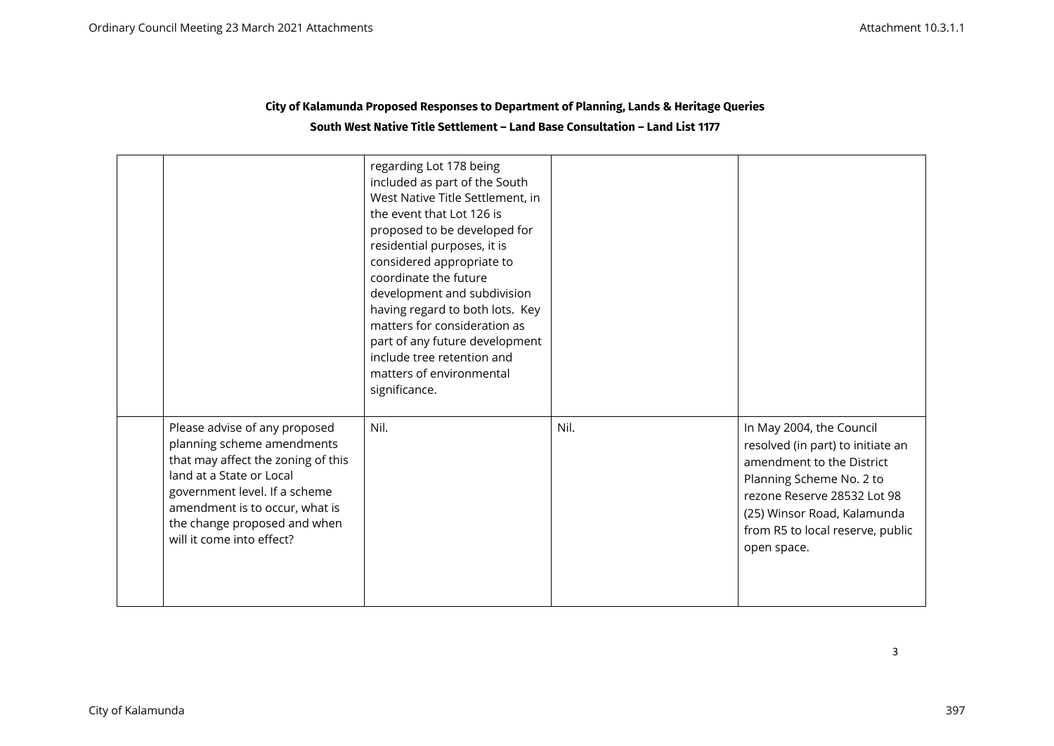**City of Kalamunda Proposed Responses to Department of Planning, Lands & Heritage Queries**

**South West Native Title Settlement – Land Base Consultation – Land List 1177**

| | | | | |
|---|---|---|---|---|
| | | regarding Lot 178 being included as part of the South West Native Title Settlement, in the event that Lot 126 is proposed to be developed for residential purposes, it is considered appropriate to coordinate the future development and subdivision having regard to both lots. Key matters for consideration as part of any future development include tree retention and matters of environmental significance. | | |
| | Please advise of any proposed planning scheme amendments that may affect the zoning of this land at a State or Local government level. If a scheme amendment is to occur, what is the change proposed and when will it come into effect? | Nil. | Nil. | In May 2004, the Council resolved (in part) to initiate an amendment to the District Planning Scheme No. 2 to rezone Reserve 28532 Lot 98 (25) Winsor Road, Kalamunda from R5 to local reserve, public open space. |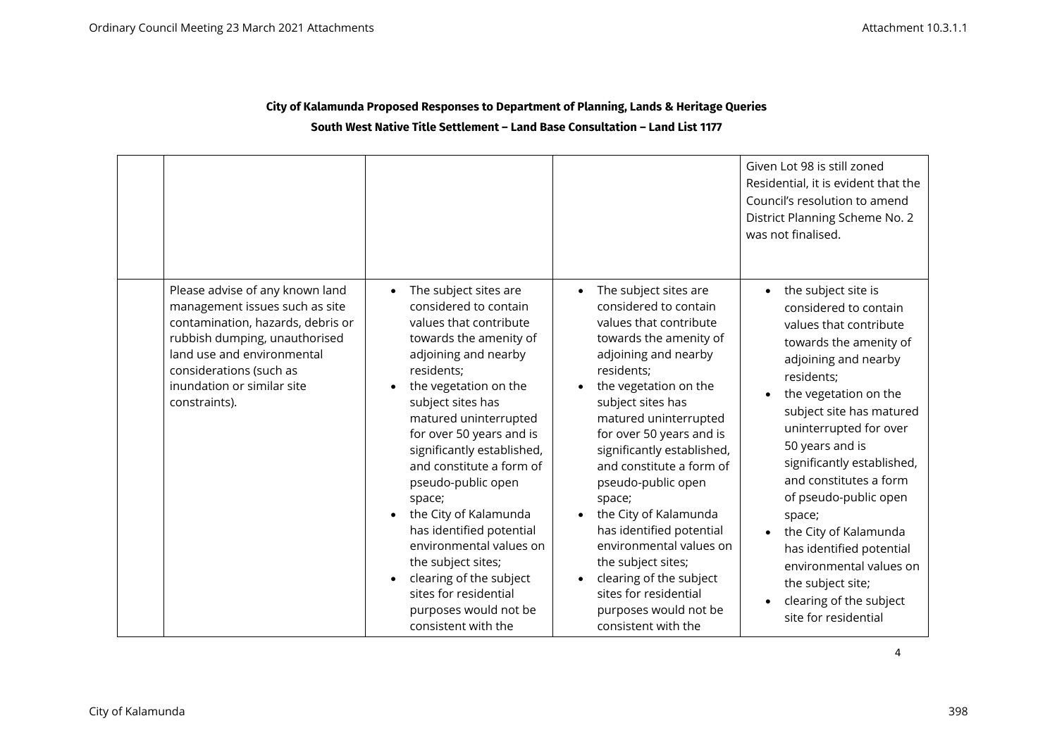## City of Kalamunda Proposed Responses to Department of Planning, Lands & Heritage Queries

### South West Native Title Settlement – Land Base Consultation – Land List 1177

| | | | | |
|---|---|---|---|---|
| | | | | Given Lot 98 is still zoned Residential, it is evident that the Council's resolution to amend District Planning Scheme No. 2 was not finalised. |
| | Please advise of any known land management issues such as site contamination, hazards, debris or rubbish dumping, unauthorised land use and environmental considerations (such as inundation or similar site constraints). | • The subject sites are considered to contain values that contribute towards the amenity of adjoining and nearby residents;<br>• the vegetation on the subject sites has matured uninterrupted for over 50 years and is significantly established, and constitute a form of pseudo-public open space;<br>• the City of Kalamunda has identified potential environmental values on the subject sites;<br>• clearing of the subject sites for residential purposes would not be consistent with the | • The subject sites are considered to contain values that contribute towards the amenity of adjoining and nearby residents;<br>• the vegetation on the subject sites has matured uninterrupted for over 50 years and is significantly established, and constitute a form of pseudo-public open space;<br>• the City of Kalamunda has identified potential environmental values on the subject sites;<br>• clearing of the subject sites for residential purposes would not be consistent with the | • the subject site is considered to contain values that contribute towards the amenity of adjoining and nearby residents;<br>• the vegetation on the subject site has matured uninterrupted for over 50 years and is significantly established, and constitutes a form of pseudo-public open space;<br>• the City of Kalamunda has identified potential environmental values on the subject site;<br>• clearing of the subject site for residential |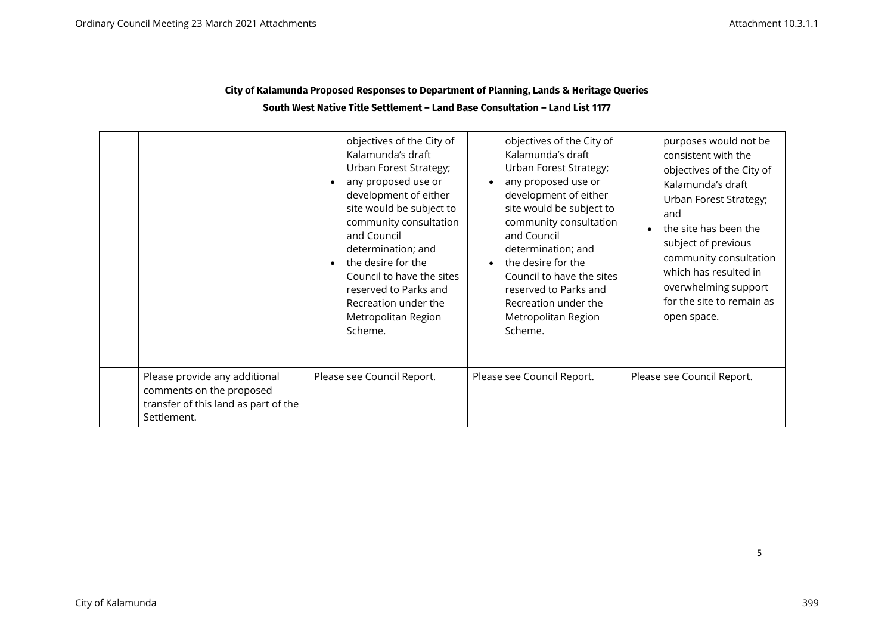**City of Kalamunda Proposed Responses to Department of Planning, Lands & Heritage Queries**

**South West Native Title Settlement – Land Base Consultation – Land List 1177**

| | | | | |
|---|---|---|---|---|
| | | objectives of the City of Kalamunda's draft Urban Forest Strategy;<br>• any proposed use or development of either site would be subject to community consultation and Council determination; and<br>• the desire for the Council to have the sites reserved to Parks and Recreation under the Metropolitan Region Scheme. | objectives of the City of Kalamunda's draft Urban Forest Strategy;<br>• any proposed use or development of either site would be subject to community consultation and Council determination; and<br>• the desire for the Council to have the sites reserved to Parks and Recreation under the Metropolitan Region Scheme. | purposes would not be consistent with the objectives of the City of Kalamunda's draft Urban Forest Strategy; and<br>• the site has been the subject of previous community consultation which has resulted in overwhelming support for the site to remain as open space. |
| | Please provide any additional comments on the proposed transfer of this land as part of the Settlement. | Please see Council Report. | Please see Council Report. | Please see Council Report. |